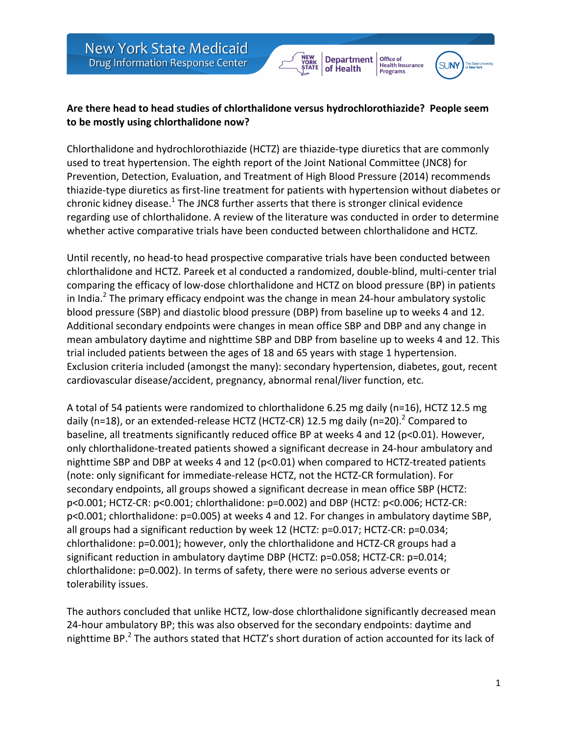**Are there head to head studies of chlorthalidone versus hydrochlorothiazide? People seem to be mostly using chlorthalidone now?**

Chlorthalidone and hydrochlorothiazide (HCTZ) are thiazide-type diuretics that are commonly used to treat hypertension. The eighth report of the Joint National Committee (JNC8) for Prevention, Detection, Evaluation, and Treatment of High Blood Pressure (2014) recommends thiazide-type diuretics as first-line treatment for patients with hypertension without diabetes or chronic kidney disease.[1] The JNC8 further asserts that there is stronger clinical evidence regarding use of chlorthalidone. A review of the literature was conducted in order to determine whether active comparative trials have been conducted between chlorthalidone and HCTZ.

Until recently, no head-to head prospective comparative trials have been conducted between chlorthalidone and HCTZ. Pareek et al conducted a randomized, double-blind, multi-center trial comparing the efficacy of low-dose chlorthalidone and HCTZ on blood pressure (BP) in patients in India.[2] The primary efficacy endpoint was the change in mean 24-hour ambulatory systolic blood pressure (SBP) and diastolic blood pressure (DBP) from baseline up to weeks 4 and 12. Additional secondary endpoints were changes in mean office SBP and DBP and any change in mean ambulatory daytime and nighttime SBP and DBP from baseline up to weeks 4 and 12. This trial included patients between the ages of 18 and 65 years with stage 1 hypertension. Exclusion criteria included (amongst the many): secondary hypertension, diabetes, gout, recent cardiovascular disease/accident, pregnancy, abnormal renal/liver function, etc.

A total of 54 patients were randomized to chlorthalidone 6.25 mg daily (n=16), HCTZ 12.5 mg daily (n=18), or an extended-release HCTZ (HCTZ-CR) 12.5 mg daily (n=20).[2] Compared to baseline, all treatments significantly reduced office BP at weeks 4 and 12 ($p<0.01$). However, only chlorthalidone-treated patients showed a significant decrease in 24-hour ambulatory and nighttime SBP and DBP at weeks 4 and 12 ($p<0.01$) when compared to HCTZ-treated patients (note: only significant for immediate-release HCTZ, not the HCTZ-CR formulation). For secondary endpoints, all groups showed a significant decrease in mean office SBP (HCTZ: $p<0.001$; HCTZ-CR: $p<0.001$; chlorthalidone: $p=0.002$) and DBP (HCTZ: $p<0.006$; HCTZ-CR: $p<0.001$; chlorthalidone: $p=0.005$) at weeks 4 and 12. For changes in ambulatory daytime SBP, all groups had a significant reduction by week 12 (HCTZ: $p=0.017$; HCTZ-CR: $p=0.034$; chlorthalidone: $p=0.001$); however, only the chlorthalidone and HCTZ-CR groups had a significant reduction in ambulatory daytime DBP (HCTZ: $p=0.058$; HCTZ-CR: $p=0.014$; chlorthalidone: $p=0.002$). In terms of safety, there were no serious adverse events or tolerability issues.

The authors concluded that unlike HCTZ, low-dose chlorthalidone significantly decreased mean 24-hour ambulatory BP; this was also observed for the secondary endpoints: daytime and nighttime BP.[2] The authors stated that HCTZ's short duration of action accounted for its lack of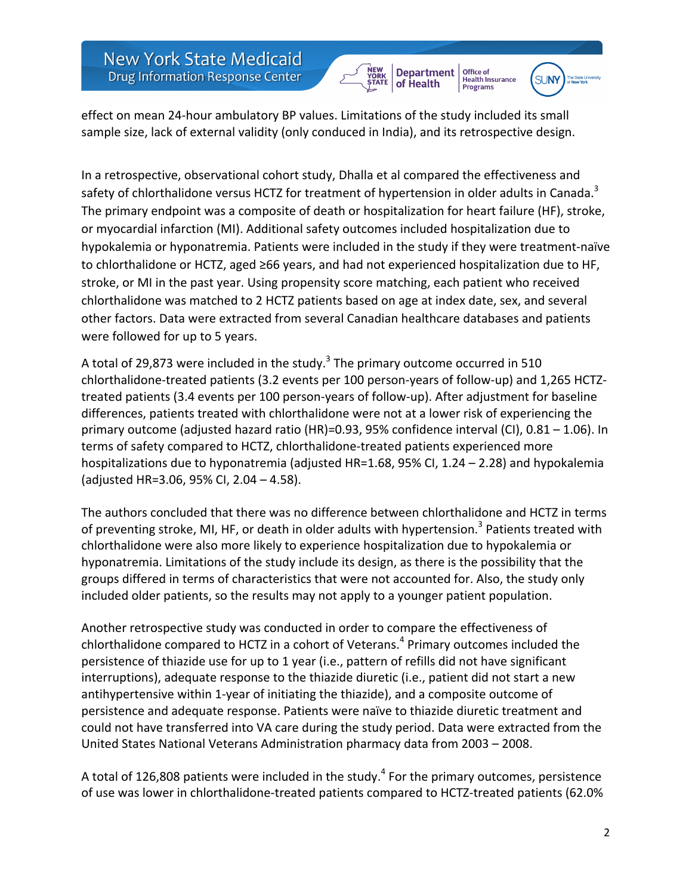effect on mean 24-hour ambulatory BP values. Limitations of the study included its small sample size, lack of external validity (only conduced in India), and its retrospective design.

In a retrospective, observational cohort study, Dhalla et al compared the effectiveness and safety of chlorthalidone versus HCTZ for treatment of hypertension in older adults in Canada.[3] The primary endpoint was a composite of death or hospitalization for heart failure (HF), stroke, or myocardial infarction (MI). Additional safety outcomes included hospitalization due to hypokalemia or hyponatremia. Patients were included in the study if they were treatment-naïve to chlorthalidone or HCTZ, aged ≥66 years, and had not experienced hospitalization due to HF, stroke, or MI in the past year. Using propensity score matching, each patient who received chlorthalidone was matched to 2 HCTZ patients based on age at index date, sex, and several other factors. Data were extracted from several Canadian healthcare databases and patients were followed for up to 5 years.

A total of 29,873 were included in the study.[3] The primary outcome occurred in 510 chlorthalidone-treated patients (3.2 events per 100 person-years of follow-up) and 1,265 HCTZ-treated patients (3.4 events per 100 person-years of follow-up). After adjustment for baseline differences, patients treated with chlorthalidone were not at a lower risk of experiencing the primary outcome (adjusted hazard ratio (HR)=0.93, 95% confidence interval (CI), 0.81 – 1.06). In terms of safety compared to HCTZ, chlorthalidone-treated patients experienced more hospitalizations due to hyponatremia (adjusted HR=1.68, 95% CI, 1.24 – 2.28) and hypokalemia (adjusted HR=3.06, 95% CI, 2.04 – 4.58).

The authors concluded that there was no difference between chlorthalidone and HCTZ in terms of preventing stroke, MI, HF, or death in older adults with hypertension.[3] Patients treated with chlorthalidone were also more likely to experience hospitalization due to hypokalemia or hyponatremia. Limitations of the study include its design, as there is the possibility that the groups differed in terms of characteristics that were not accounted for. Also, the study only included older patients, so the results may not apply to a younger patient population.

Another retrospective study was conducted in order to compare the effectiveness of chlorthalidone compared to HCTZ in a cohort of Veterans.[4] Primary outcomes included the persistence of thiazide use for up to 1 year (i.e., pattern of refills did not have significant interruptions), adequate response to the thiazide diuretic (i.e., patient did not start a new antihypertensive within 1-year of initiating the thiazide), and a composite outcome of persistence and adequate response. Patients were naïve to thiazide diuretic treatment and could not have transferred into VA care during the study period. Data were extracted from the United States National Veterans Administration pharmacy data from 2003 – 2008.

A total of 126,808 patients were included in the study.[4] For the primary outcomes, persistence of use was lower in chlorthalidone-treated patients compared to HCTZ-treated patients (62.0%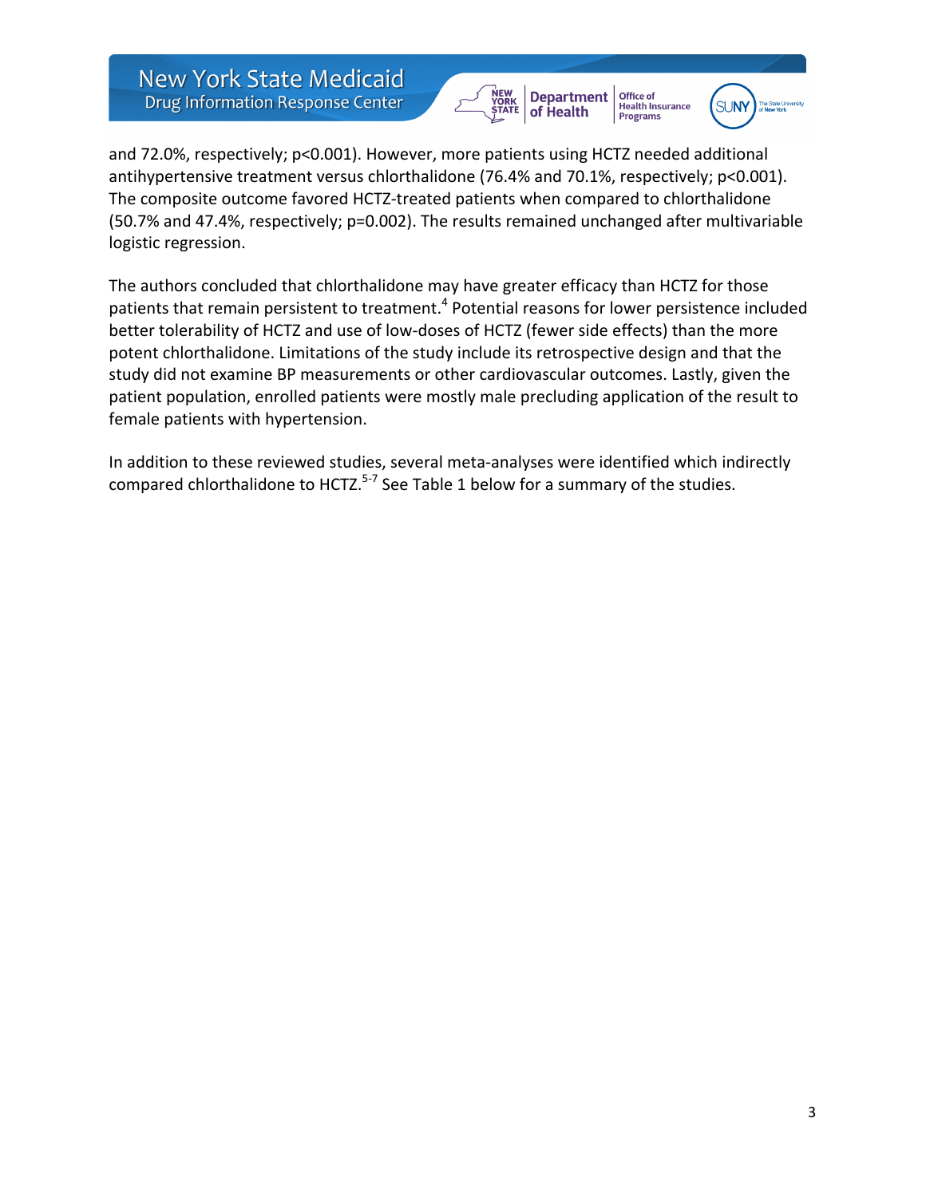and 72.0%, respectively; p<0.001). However, more patients using HCTZ needed additional antihypertensive treatment versus chlorthalidone (76.4% and 70.1%, respectively; p<0.001). The composite outcome favored HCTZ-treated patients when compared to chlorthalidone (50.7% and 47.4%, respectively; p=0.002). The results remained unchanged after multivariable logistic regression.

The authors concluded that chlorthalidone may have greater efficacy than HCTZ for those patients that remain persistent to treatment.[4] Potential reasons for lower persistence included better tolerability of HCTZ and use of low-doses of HCTZ (fewer side effects) than the more potent chlorthalidone. Limitations of the study include its retrospective design and that the study did not examine BP measurements or other cardiovascular outcomes. Lastly, given the patient population, enrolled patients were mostly male precluding application of the result to female patients with hypertension.

In addition to these reviewed studies, several meta-analyses were identified which indirectly compared chlorthalidone to HCTZ.[5-7] See Table 1 below for a summary of the studies.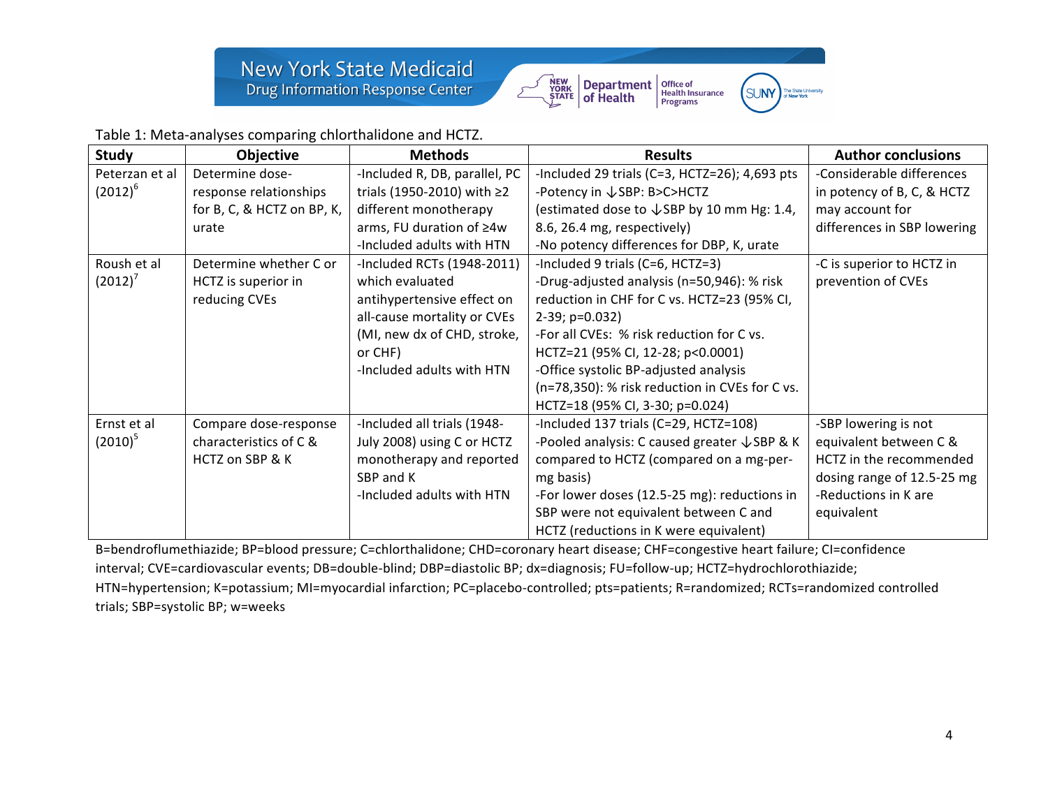Table 1: Meta-analyses comparing chlorthalidone and HCTZ.

| Study | Objective | Methods | Results | Author conclusions |
|---|---|---|---|---|
| Peterzan et al (2012)[6] | Determine dose-response relationships for B, C, & HCTZ on BP, K, urate | -Included R, DB, parallel, PC trials (1950-2010) with ≥2 different monotherapy arms, FU duration of ≥4w<br>-Included adults with HTN | -Included 29 trials (C=3, HCTZ=26); 4,693 pts<br>-Potency in ↓SBP: B>C>HCTZ (estimated dose to ↓SBP by 10 mm Hg: 1.4, 8.6, 26.4 mg, respectively)<br>-No potency differences for DBP, K, urate | -Considerable differences in potency of B, C, & HCTZ may account for differences in SBP lowering |
| Roush et al (2012)[7] | Determine whether C or HCTZ is superior in reducing CVEs | -Included RCTs (1948-2011) which evaluated antihypertensive effect on all-cause mortality or CVEs (MI, new dx of CHD, stroke, or CHF)<br>-Included adults with HTN | -Included 9 trials (C=6, HCTZ=3)<br>-Drug-adjusted analysis (n=50,946): % risk reduction in CHF for C vs. HCTZ=23 (95% CI, 2-39; p=0.032)<br>-For all CVEs: % risk reduction for C vs. HCTZ=21 (95% CI, 12-28; p<0.0001)<br>-Office systolic BP-adjusted analysis (n=78,350): % risk reduction in CVEs for C vs. HCTZ=18 (95% CI, 3-30; p=0.024) | -C is superior to HCTZ in prevention of CVEs |
| Ernst et al (2010)[5] | Compare dose-response characteristics of C & HCTZ on SBP & K | -Included all trials (1948-July 2008) using C or HCTZ monotherapy and reported SBP and K<br>-Included adults with HTN | -Included 137 trials (C=29, HCTZ=108)<br>-Pooled analysis: C caused greater ↓SBP & K compared to HCTZ (compared on a mg-per-mg basis)<br>-For lower doses (12.5-25 mg): reductions in SBP were not equivalent between C and HCTZ (reductions in K were equivalent) | -SBP lowering is not equivalent between C & HCTZ in the recommended dosing range of 12.5-25 mg<br>-Reductions in K are equivalent |

B=bendroflumethiazide; BP=blood pressure; C=chlorthalidone; CHD=coronary heart disease; CHF=congestive heart failure; CI=confidence interval; CVE=cardiovascular events; DB=double-blind; DBP=diastolic BP; dx=diagnosis; FU=follow-up; HCTZ=hydrochlorothiazide; HTN=hypertension; K=potassium; MI=myocardial infarction; PC=placebo-controlled; pts=patients; R=randomized; RCTs=randomized controlled trials; SBP=systolic BP; w=weeks